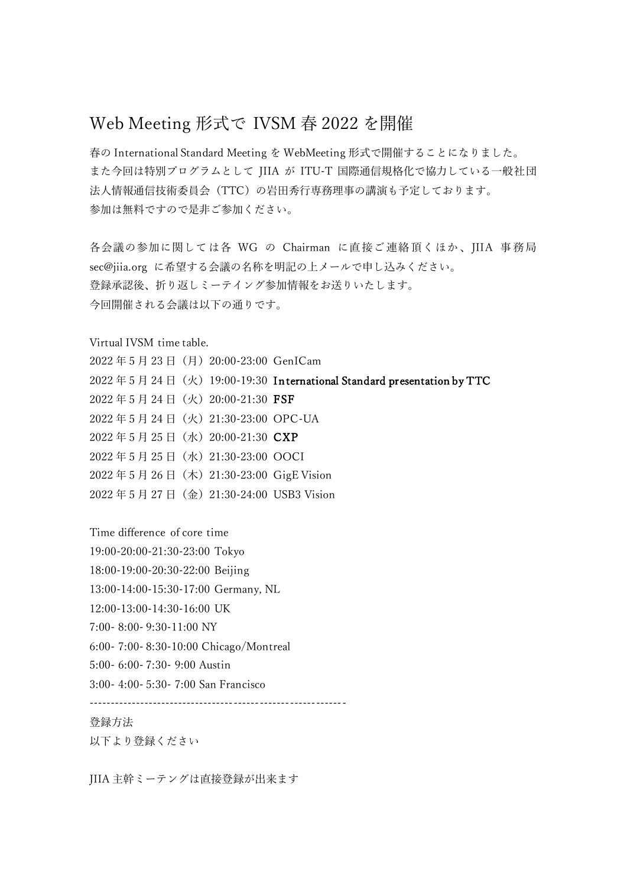# Web Meeting 形式で IVSM 春 2022 を開催

春の International Standard Meeting を WebMeeting 形式で開催することになりました。
また今回は特別プログラムとして JIIA が ITU-T 国際通信規格化で協力している一般社団法人情報通信技術委員会（TTC）の岩田秀行専務理事の講演も予定しております。
参加は無料ですので是非ご参加ください。

各会議の参加に関しては各 WG の Chairman に直接ご連絡頂くほか、JIIA 事務局 sec@jiia.org に希望する会議の名称を明記の上メールで申し込みください。
登録承認後、折り返しミーティング参加情報をお送りいたします。
今回開催される会議は以下の通りです。

Virtual IVSM time table.
2022 年 5 月 23 日（月）20:00-23:00 GenICam
2022 年 5 月 24 日（火）19:00-19:30 **International Standard presentation by TTC**
2022 年 5 月 24 日（火）20:00-21:30 **FSF**
2022 年 5 月 24 日（火）21:30-23:00 OPC-UA
2022 年 5 月 25 日（水）20:00-21:30 **CXP**
2022 年 5 月 25 日（水）21:30-23:00 OOCI
2022 年 5 月 26 日（木）21:30-23:00 GigE Vision
2022 年 5 月 27 日（金）21:30-24:00 USB3 Vision

Time difference of core time
19:00-20:00-21:30-23:00 Tokyo
18:00-19:00-20:30-22:00 Beijing
13:00-14:00-15:30-17:00 Germany, NL
12:00-13:00-14:30-16:00 UK
7:00- 8:00- 9:30-11:00 NY
6:00- 7:00- 8:30-10:00 Chicago/Montreal
5:00- 6:00- 7:30- 9:00 Austin
3:00- 4:00- 5:30- 7:00 San Francisco

------------------------------------------------------------

登録方法
以下より登録ください

JIIA 主幹ミーテングは直接登録が出来ます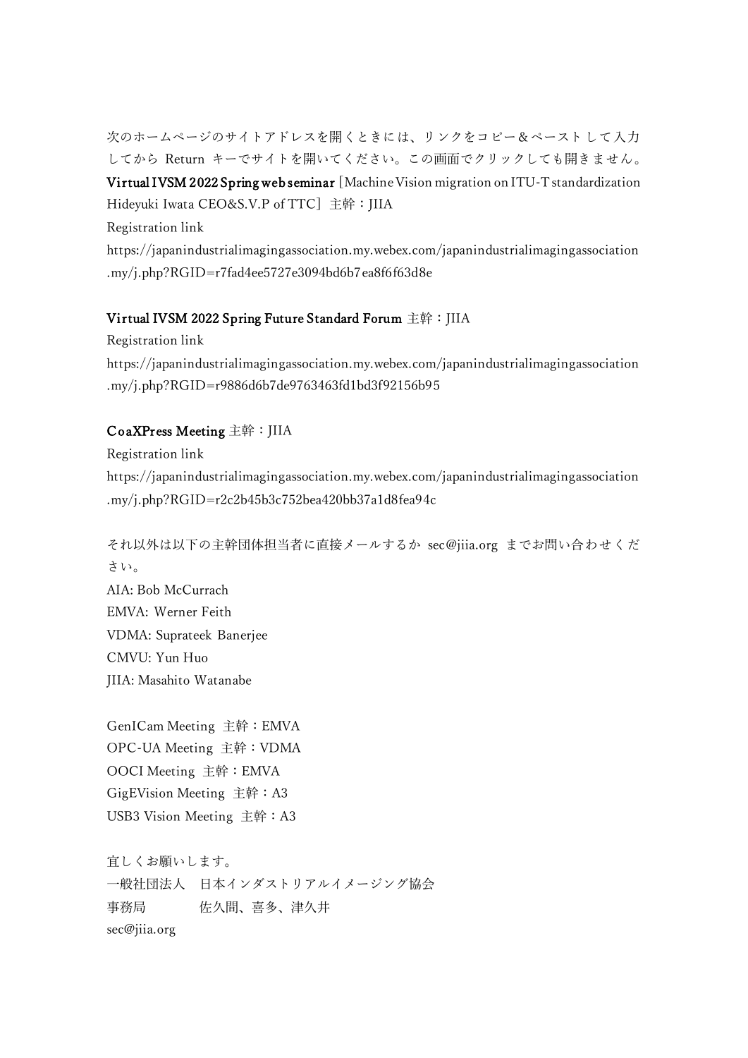次のホームページのサイトアドレスを開くときには、リンクをコピー＆ペーストして入力してから Return キーでサイトを開いてください。この画面でクリックしても開きません。

**Virtual IVSM 2022 Spring web seminar**［Machine Vision migration on ITU-T standardization Hideyuki Iwata CEO&S.V.P of TTC］主幹：JIIA

Registration link

https://japanindustrialimagingassociation.my.webex.com/japanindustrialimagingassociation.my/j.php?RGID=r7fad4ee5727e3094bd6b7ea8f6f63d8e

**Virtual IVSM 2022 Spring Future Standard Forum** 主幹：JIIA

Registration link

https://japanindustrialimagingassociation.my.webex.com/japanindustrialimagingassociation.my/j.php?RGID=r9886d6b7de9763463fd1bd3f92156b95

**CoaXPress Meeting** 主幹：JIIA

Registration link

https://japanindustrialimagingassociation.my.webex.com/japanindustrialimagingassociation.my/j.php?RGID=r2c2b45b3c752bea420bb37a1d8fea94c

それ以外は以下の主幹団体担当者に直接メールするか sec@jiia.org までお問い合わせください。

AIA: Bob McCurrach
EMVA: Werner Feith
VDMA: Suprateek Banerjee
CMVU: Yun Huo
JIIA: Masahito Watanabe

GenICam Meeting 主幹：EMVA
OPC-UA Meeting 主幹：VDMA
OOCI Meeting 主幹：EMVA
GigEVision Meeting 主幹：A3
USB3 Vision Meeting 主幹：A3

宜しくお願いします。
一般社団法人　日本インダストリアルイメージング協会
事務局　　　　佐久間、喜多、津久井
sec@jiia.org